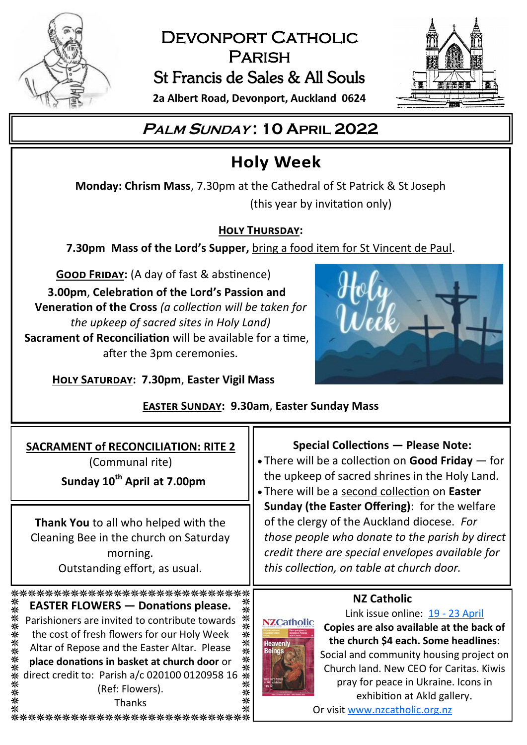# Devonport Catholic Parish

## St Francis de Sales & All Souls

**2a Albert Road, Devonport, Auckland 0624**

## *Palm Sunday*: 10 April 2022

## Holy Week

**Monday: Chrism Mass**, 7.30pm at the Cathedral of St Patrick & St Joseph (this year by invitation only)

**HOLY THURSDAY:**

**7.30pm Mass of the Lord's Supper,** bring a food item for St Vincent de Paul.

**GOOD FRIDAY:** (A day of fast & abstinence)

**3.00pm**, **Celebration of the Lord's Passion and Veneration of the Cross** *(a collection will be taken for the upkeep of sacred sites in Holy Land)*

**Sacrament of Reconciliation** will be available for a time, after the 3pm ceremonies.

**HOLY SATURDAY: 7.30pm**, **Easter Vigil Mass**

**EASTER SUNDAY: 9.30am**, **Easter Sunday Mass**

---

**SACRAMENT of RECONCILIATION: RITE 2**

(Communal rite)

**Sunday 10th April at 7.00pm**

---

**Thank You** to all who helped with the Cleaning Bee in the church on Saturday morning.

Outstanding effort, as usual.

---

**Special Collections — Please Note:**

- There will be a collection on **Good Friday** — for the upkeep of sacred shrines in the Holy Land.
- There will be a second collection on **Easter Sunday (the Easter Offering)**: for the welfare of the clergy of the Auckland diocese. *For those people who donate to the parish by direct credit there are special envelopes available for this collection, on table at church door.*

---

**EASTER FLOWERS — Donations please.**

Parishioners are invited to contribute towards the cost of fresh flowers for our Holy Week Altar of Repose and the Easter Altar. Please **place donations in basket at church door** or direct credit to: Parish a/c 020100 0120958 16 (Ref: Flowers).

Thanks

---

**NZ Catholic**

Link issue online: 19 - 23 April

**Copies are also available at the back of the church $4 each. Some headlines**: Social and community housing project on Church land. New CEO for Caritas. Kiwis pray for peace in Ukraine. Icons in exhibition at Akld gallery.

Or visit www.nzcatholic.org.nz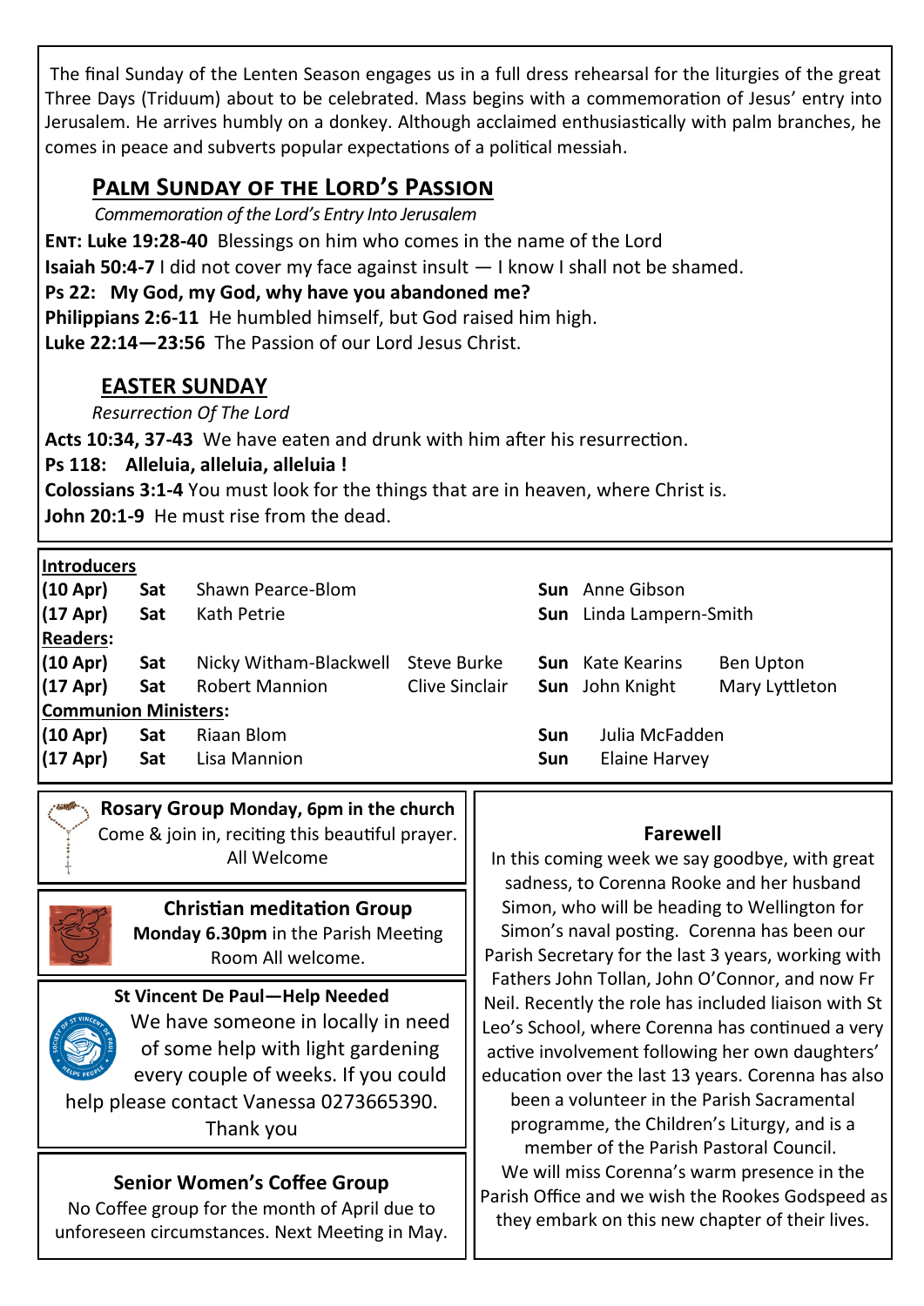The final Sunday of the Lenten Season engages us in a full dress rehearsal for the liturgies of the great Three Days (Triduum) about to be celebrated. Mass begins with a commemoration of Jesus' entry into Jerusalem. He arrives humbly on a donkey. Although acclaimed enthusiastically with palm branches, he comes in peace and subverts popular expectations of a political messiah.

## PALM SUNDAY OF THE LORD'S PASSION

*Commemoration of the Lord's Entry Into Jerusalem*

**ENT: Luke 19:28-40** Blessings on him who comes in the name of the Lord
**Isaiah 50:4-7** I did not cover my face against insult — I know I shall not be shamed.
**Ps 22: My God, my God, why have you abandoned me?**
**Philippians 2:6-11** He humbled himself, but God raised him high.
**Luke 22:14—23:56** The Passion of our Lord Jesus Christ.

## EASTER SUNDAY

*Resurrection Of The Lord*

**Acts 10:34, 37-43** We have eaten and drunk with him after his resurrection.
**Ps 118: Alleluia, alleluia, alleluia !**
**Colossians 3:1-4** You must look for the things that are in heaven, where Christ is.
**John 20:1-9** He must rise from the dead.

| | | | | | | |
|---|---|---|---|---|---|---|
| **Introducers** | | | | | | |
| **(10 Apr)** | **Sat** | Shawn Pearce-Blom | | **Sun** | Anne Gibson | |
| **(17 Apr)** | **Sat** | Kath Petrie | | **Sun** | Linda Lampern-Smith | |
| **Readers:** | | | | | | |
| **(10 Apr)** | **Sat** | Nicky Witham-Blackwell | Steve Burke | **Sun** | Kate Kearins | Ben Upton |
| **(17 Apr)** | **Sat** | Robert Mannion | Clive Sinclair | **Sun** | John Knight | Mary Lyttleton |
| **Communion Ministers:** | | | | | | |
| **(10 Apr)** | **Sat** | Riaan Blom | | **Sun** | Julia McFadden | |
| **(17 Apr)** | **Sat** | Lisa Mannion | | **Sun** | Elaine Harvey | |

### Rosary Group Monday, 6pm in the church

Come & join in, reciting this beautiful prayer. All Welcome

### Christian meditation Group

**Monday 6.30pm** in the Parish Meeting Room All welcome.

### St Vincent De Paul—Help Needed

We have someone in locally in need of some help with light gardening every couple of weeks. If you could help please contact Vanessa 0273665390. Thank you

### Senior Women's Coffee Group

No Coffee group for the month of April due to unforeseen circumstances. Next Meeting in May.

### Farewell

In this coming week we say goodbye, with great sadness, to Corenna Rooke and her husband Simon, who will be heading to Wellington for Simon's naval posting. Corenna has been our Parish Secretary for the last 3 years, working with Fathers John Tollan, John O'Connor, and now Fr Neil. Recently the role has included liaison with St Leo's School, where Corenna has continued a very active involvement following her own daughters' education over the last 13 years. Corenna has also been a volunteer in the Parish Sacramental programme, the Children's Liturgy, and is a member of the Parish Pastoral Council.
We will miss Corenna's warm presence in the Parish Office and we wish the Rookes Godspeed as they embark on this new chapter of their lives.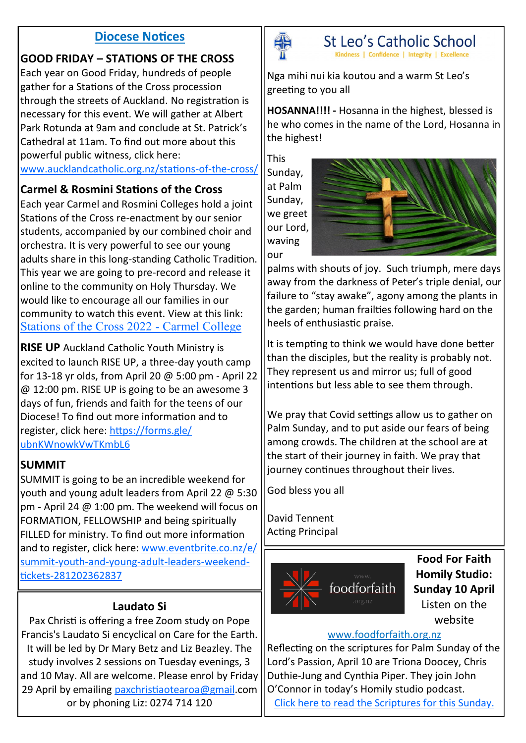## Diocese Notices

### GOOD FRIDAY – STATIONS OF THE CROSS

Each year on Good Friday, hundreds of people gather for a Stations of the Cross procession through the streets of Auckland. No registration is necessary for this event. We will gather at Albert Park Rotunda at 9am and conclude at St. Patrick's Cathedral at 11am. To find out more about this powerful public witness, click here: www.aucklandcatholic.org.nz/stations-of-the-cross/

### Carmel & Rosmini Stations of the Cross

Each year Carmel and Rosmini Colleges hold a joint Stations of the Cross re-enactment by our senior students, accompanied by our combined choir and orchestra. It is very powerful to see our young adults share in this long-standing Catholic Tradition. This year we are going to pre-record and release it online to the community on Holy Thursday. We would like to encourage all our families in our community to watch this event. View at this link: Stations of the Cross 2022 - Carmel College

**RISE UP** Auckland Catholic Youth Ministry is excited to launch RISE UP, a three-day youth camp for 13-18 yr olds, from April 20 @ 5:00 pm - April 22 @ 12:00 pm. RISE UP is going to be an awesome 3 days of fun, friends and faith for the teens of our Diocese! To find out more information and to register, click here: https://forms.gle/ubnKWnowkVwTKmbL6

### SUMMIT

SUMMIT is going to be an incredible weekend for youth and young adult leaders from April 22 @ 5:30 pm - April 24 @ 1:00 pm. The weekend will focus on FORMATION, FELLOWSHIP and being spiritually FILLED for ministry. To find out more information and to register, click here: www.eventbrite.co.nz/e/summit-youth-and-young-adult-leaders-weekend-tickets-281202362837

### Laudato Si

Pax Christi is offering a free Zoom study on Pope Francis's Laudato Si encyclical on Care for the Earth. It will be led by Dr Mary Betz and Liz Beazley. The study involves 2 sessions on Tuesday evenings, 3 and 10 May. All are welcome. Please enrol by Friday 29 April by emailing paxchristiaotearoa@gmail.com or by phoning Liz: 0274 714 120

## St Leo's Catholic School

Kindness | Confidence | Integrity | Excellence

Nga mihi nui kia koutou and a warm St Leo's greeting to you all

**HOSANNA!!!! -** Hosanna in the highest, blessed is he who comes in the name of the Lord, Hosanna in the highest!

This Sunday, at Palm Sunday, we greet our Lord, waving our palms with shouts of joy. Such triumph, mere days away from the darkness of Peter's triple denial, our failure to "stay awake", agony among the plants in the garden; human frailties following hard on the heels of enthusiastic praise.

It is tempting to think we would have done better than the disciples, but the reality is probably not. They represent us and mirror us; full of good intentions but less able to see them through.

We pray that Covid settings allow us to gather on Palm Sunday, and to put aside our fears of being among crowds. The children at the school are at the start of their journey in faith. We pray that journey continues throughout their lives.

God bless you all

David Tennent
Acting Principal

### Food For Faith Homily Studio: Sunday 10 April

Listen on the website

www.foodforfaith.org.nz

Reflecting on the scriptures for Palm Sunday of the Lord's Passion, April 10 are Triona Doocey, Chris Duthie-Jung and Cynthia Piper. They join John O'Connor in today's Homily studio podcast.

Click here to read the Scriptures for this Sunday.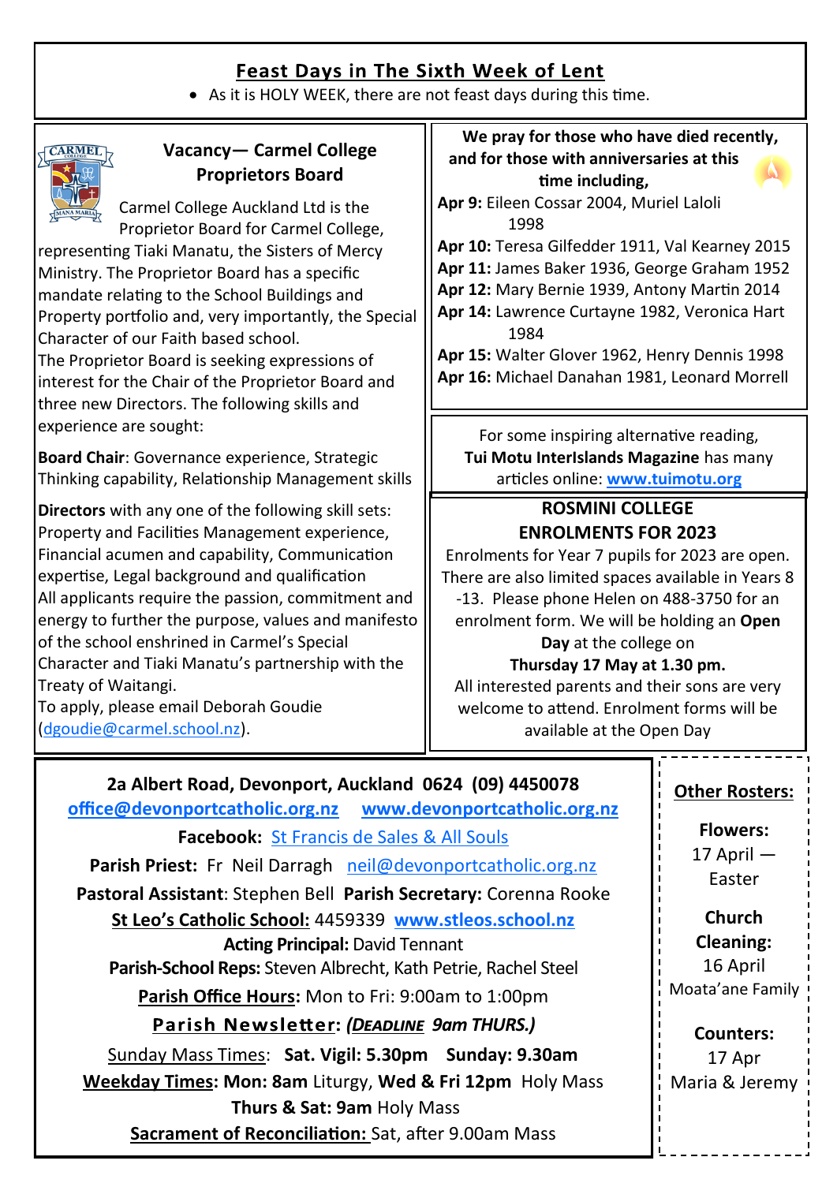## Feast Days in The Sixth Week of Lent

- As it is HOLY WEEK, there are not feast days during this time.

## Vacancy— Carmel College Proprietors Board

Carmel College Auckland Ltd is the Proprietor Board for Carmel College, representing Tiaki Manatu, the Sisters of Mercy Ministry. The Proprietor Board has a specific mandate relating to the School Buildings and Property portfolio and, very importantly, the Special Character of our Faith based school.
The Proprietor Board is seeking expressions of interest for the Chair of the Proprietor Board and three new Directors. The following skills and experience are sought:

**Board Chair**: Governance experience, Strategic Thinking capability, Relationship Management skills

**Directors** with any one of the following skill sets: Property and Facilities Management experience, Financial acumen and capability, Communication expertise, Legal background and qualification
All applicants require the passion, commitment and energy to further the purpose, values and manifesto of the school enshrined in Carmel's Special Character and Tiaki Manatu's partnership with the Treaty of Waitangi.
To apply, please email Deborah Goudie (dgoudie@carmel.school.nz).

**We pray for those who have died recently, and for those with anniversaries at this time including,**

**Apr 9:** Eileen Cossar 2004, Muriel Laloli 1998
**Apr 10:** Teresa Gilfedder 1911, Val Kearney 2015
**Apr 11:** James Baker 1936, George Graham 1952
**Apr 12:** Mary Bernie 1939, Antony Martin 2014
**Apr 14:** Lawrence Curtayne 1982, Veronica Hart 1984
**Apr 15:** Walter Glover 1962, Henry Dennis 1998
**Apr 16:** Michael Danahan 1981, Leonard Morrell

For some inspiring alternative reading, **Tui Motu InterIslands Magazine** has many articles online: **www.tuimotu.org**

## ROSMINI COLLEGE ENROLMENTS FOR 2023

Enrolments for Year 7 pupils for 2023 are open. There are also limited spaces available in Years 8 -13. Please phone Helen on 488-3750 for an enrolment form. We will be holding an **Open Day** at the college on
**Thursday 17 May at 1.30 pm.**
All interested parents and their sons are very welcome to attend. Enrolment forms will be available at the Open Day

**2a Albert Road, Devonport, Auckland 0624 (09) 4450078**
office@devonportcatholic.org.nz www.devonportcatholic.org.nz
**Facebook:** St Francis de Sales & All Souls
**Parish Priest:** Fr Neil Darragh neil@devonportcatholic.org.nz
**Pastoral Assistant**: Stephen Bell **Parish Secretary:** Corenna Rooke
**St Leo's Catholic School:** 4459339 **www.stleos.school.nz**
**Acting Principal:** David Tennant
**Parish-School Reps:** Steven Albrecht, Kath Petrie, Rachel Steel
**Parish Office Hours**: Mon to Fri: 9:00am to 1:00pm
**Parish Newsletter: *(DEADLINE 9am THURS.)***
Sunday Mass Times: **Sat. Vigil: 5.30pm Sunday: 9.30am**
**Weekday Times: Mon: 8am** Liturgy, **Wed & Fri 12pm** Holy Mass
**Thurs & Sat: 9am** Holy Mass
**Sacrament of Reconciliation:** Sat, after 9.00am Mass

**Other Rosters:**

**Flowers:**
17 April — Easter

**Church Cleaning:**
16 April
Moata'ane Family

**Counters:**
17 Apr
Maria & Jeremy